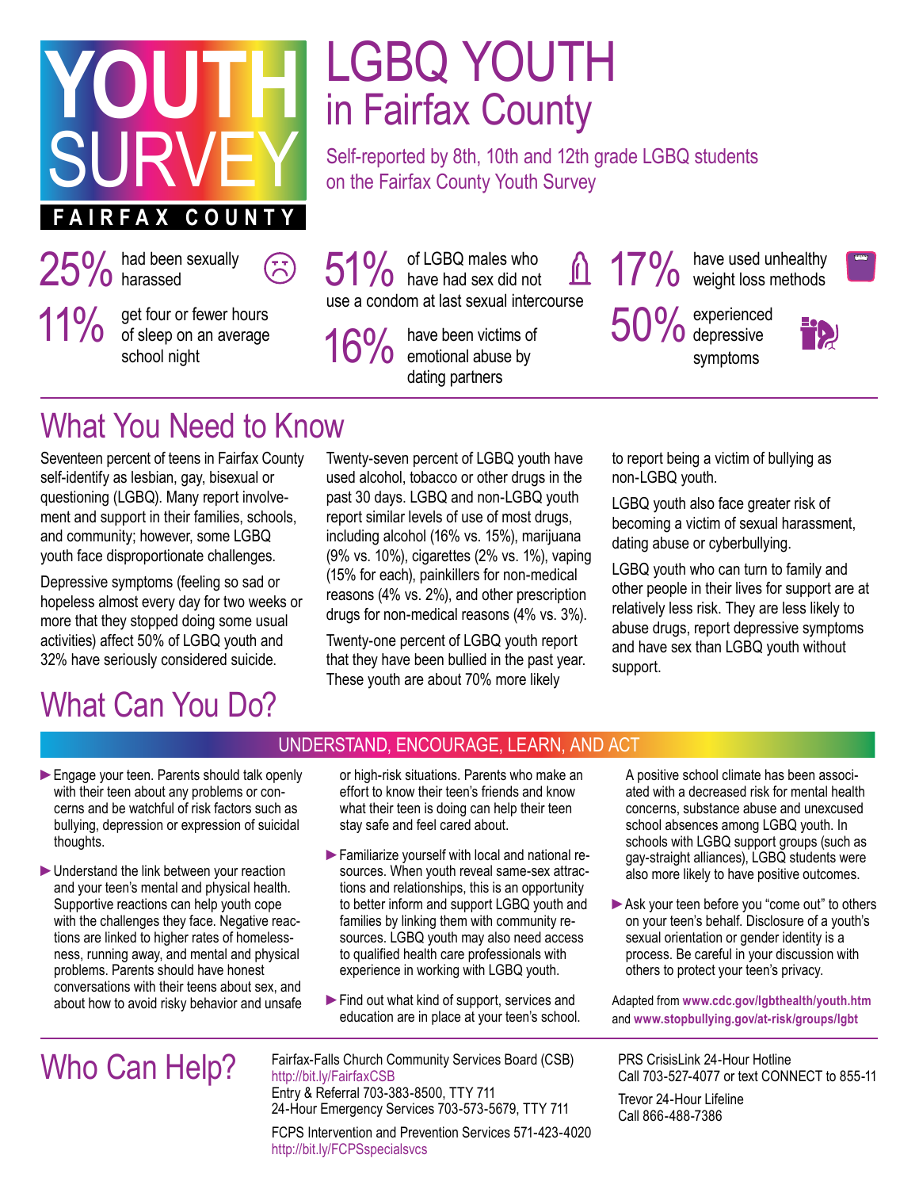# YOUTH SURVEY

FAIRFAX COUNTY

# LGBQ YOUTH in Fairfax County

Self-reported by 8th, 10th and 12th grade LGBQ students on the Fairfax County Youth Survey

**25%** had been sexually harassed

**11%** get four or fewer hours of sleep on an average school night

**51%** of LGBQ males who have had sex did not use a condom at last sexual intercourse

**16%** have been victims of emotional abuse by dating partners

**17%** have used unhealthy weight loss methods

**50%** experienced depressive symptoms

## What You Need to Know

Seventeen percent of teens in Fairfax County self-identify as lesbian, gay, bisexual or questioning (LGBQ). Many report involvement and support in their families, schools, and community; however, some LGBQ youth face disproportionate challenges.

Depressive symptoms (feeling so sad or hopeless almost every day for two weeks or more that they stopped doing some usual activities) affect 50% of LGBQ youth and 32% have seriously considered suicide.

Twenty-seven percent of LGBQ youth have used alcohol, tobacco or other drugs in the past 30 days. LGBQ and non-LGBQ youth report similar levels of use of most drugs, including alcohol (16% vs. 15%), marijuana (9% vs. 10%), cigarettes (2% vs. 1%), vaping (15% for each), painkillers for non-medical reasons (4% vs. 2%), and other prescription drugs for non-medical reasons (4% vs. 3%).

Twenty-one percent of LGBQ youth report that they have been bullied in the past year. These youth are about 70% more likely to report being a victim of bullying as non-LGBQ youth.

LGBQ youth also face greater risk of becoming a victim of sexual harassment, dating abuse or cyberbullying.

LGBQ youth who can turn to family and other people in their lives for support are at relatively less risk. They are less likely to abuse drugs, report depressive symptoms and have sex than LGBQ youth without support.

## What Can You Do?

UNDERSTAND, ENCOURAGE, LEARN, AND ACT

- Engage your teen. Parents should talk openly with their teen about any problems or concerns and be watchful of risk factors such as bullying, depression or expression of suicidal thoughts.
- Understand the link between your reaction and your teen's mental and physical health. Supportive reactions can help youth cope with the challenges they face. Negative reactions are linked to higher rates of homelessness, running away, and mental and physical problems. Parents should have honest conversations with their teens about sex, and about how to avoid risky behavior and unsafe or high-risk situations. Parents who make an effort to know their teen's friends and know what their teen is doing can help their teen stay safe and feel cared about.
- Familiarize yourself with local and national resources. When youth reveal same-sex attractions and relationships, this is an opportunity to better inform and support LGBQ youth and families by linking them with community resources. LGBQ youth may also need access to qualified health care professionals with experience in working with LGBQ youth.
- Find out what kind of support, services and education are in place at your teen's school. A positive school climate has been associated with a decreased risk for mental health concerns, substance abuse and unexcused school absences among LGBQ youth. In schools with LGBQ support groups (such as gay-straight alliances), LGBQ students were also more likely to have positive outcomes.
- Ask your teen before you "come out" to others on your teen's behalf. Disclosure of a youth's sexual orientation or gender identity is a process. Be careful in your discussion with others to protect your teen's privacy.

Adapted from **www.cdc.gov/lgbthealth/youth.htm** and **www.stopbullying.gov/at-risk/groups/lgbt**

## Who Can Help?

Fairfax-Falls Church Community Services Board (CSB)
http://bit.ly/FairfaxCSB
Entry & Referral 703-383-8500, TTY 711
24-Hour Emergency Services 703-573-5679, TTY 711

FCPS Intervention and Prevention Services 571-423-4020
http://bit.ly/FCPSspecialsvcs

PRS CrisisLink 24-Hour Hotline
Call 703-527-4077 or text CONNECT to 855-11

Trevor 24-Hour Lifeline
Call 866-488-7386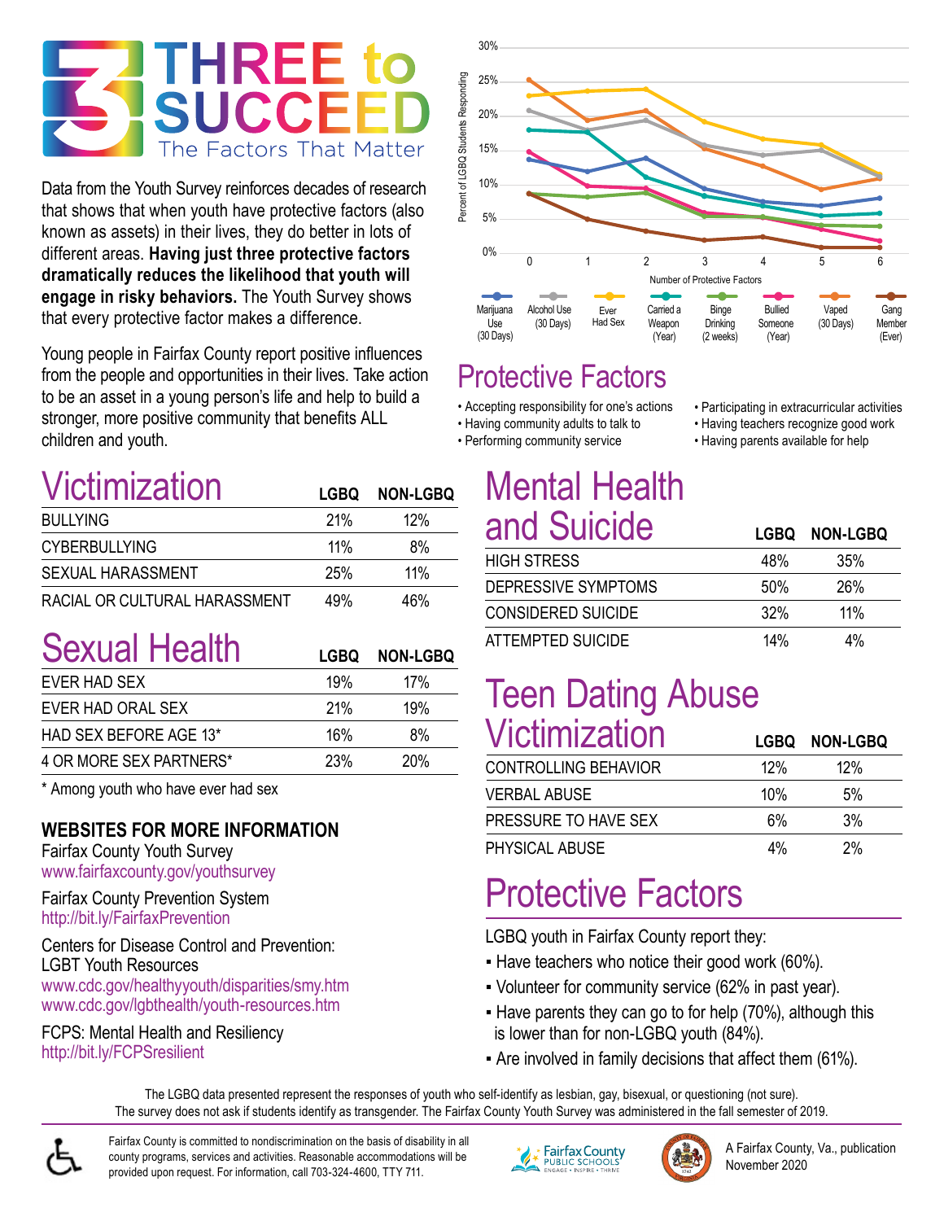# THREE to SUCCEED

## The Factors That Matter

Data from the Youth Survey reinforces decades of research that shows that when youth have protective factors (also known as assets) in their lives, they do better in lots of different areas. **Having just three protective factors dramatically reduces the likelihood that youth will engage in risky behaviors.** The Youth Survey shows that every protective factor makes a difference.

Young people in Fairfax County report positive influences from the people and opportunities in their lives. Take action to be an asset in a young person's life and help to build a stronger, more positive community that benefits ALL children and youth.

30%
25%
20%
15%
10%
5%
0%
Percent of LGBQ Students Responding
0 1 2 3 4 5 6
Number of Protective Factors
Marijuana Use (30 Days)
Alcohol Use (30 Days)
Ever Had Sex
Carried a Weapon (Year)
Binge Drinking (2 weeks)
Bullied Someone (Year)
Vaped (30 Days)
Gang Member (Ever)

## Protective Factors

- Accepting responsibility for one's actions
- Having community adults to talk to
- Performing community service
- Participating in extracurricular activities
- Having teachers recognize good work
- Having parents available for help

## Victimization

| | LGBQ | NON-LGBQ |
|---|---|---|
| BULLYING | 21% | 12% |
| CYBERBULLYING | 11% | 8% |
| SEXUAL HARASSMENT | 25% | 11% |
| RACIAL OR CULTURAL HARASSMENT | 49% | 46% |

## Sexual Health

| | LGBQ | NON-LGBQ |
|---|---|---|
| EVER HAD SEX | 19% | 17% |
| EVER HAD ORAL SEX | 21% | 19% |
| HAD SEX BEFORE AGE 13* | 16% | 8% |
| 4 OR MORE SEX PARTNERS* | 23% | 20% |

\* Among youth who have ever had sex

### WEBSITES FOR MORE INFORMATION

Fairfax County Youth Survey
www.fairfaxcounty.gov/youthsurvey

Fairfax County Prevention System
http://bit.ly/FairfaxPrevention

Centers for Disease Control and Prevention: LGBT Youth Resources
www.cdc.gov/healthyyouth/disparities/smy.htm
www.cdc.gov/lgbthealth/youth-resources.htm

FCPS: Mental Health and Resiliency
http://bit.ly/FCPSresilient

## Mental Health and Suicide

| | LGBQ | NON-LGBQ |
|---|---|---|
| HIGH STRESS | 48% | 35% |
| DEPRESSIVE SYMPTOMS | 50% | 26% |
| CONSIDERED SUICIDE | 32% | 11% |
| ATTEMPTED SUICIDE | 14% | 4% |

## Teen Dating Abuse Victimization

| | LGBQ | NON-LGBQ |
|---|---|---|
| CONTROLLING BEHAVIOR | 12% | 12% |
| VERBAL ABUSE | 10% | 5% |
| PRESSURE TO HAVE SEX | 6% | 3% |
| PHYSICAL ABUSE | 4% | 2% |

## Protective Factors

LGBQ youth in Fairfax County report they:

- Have teachers who notice their good work (60%).
- Volunteer for community service (62% in past year).
- Have parents they can go to for help (70%), although this is lower than for non-LGBQ youth (84%).
- Are involved in family decisions that affect them (61%).

The LGBQ data presented represent the responses of youth who self-identify as lesbian, gay, bisexual, or questioning (not sure). The survey does not ask if students identify as transgender. The Fairfax County Youth Survey was administered in the fall semester of 2019.

Fairfax County is committed to nondiscrimination on the basis of disability in all county programs, services and activities. Reasonable accommodations will be provided upon request. For information, call 703-324-4600, TTY 711.

Fairfax County Public Schools — Engage • Inspire • Thrive

A Fairfax County, Va., publication
November 2020